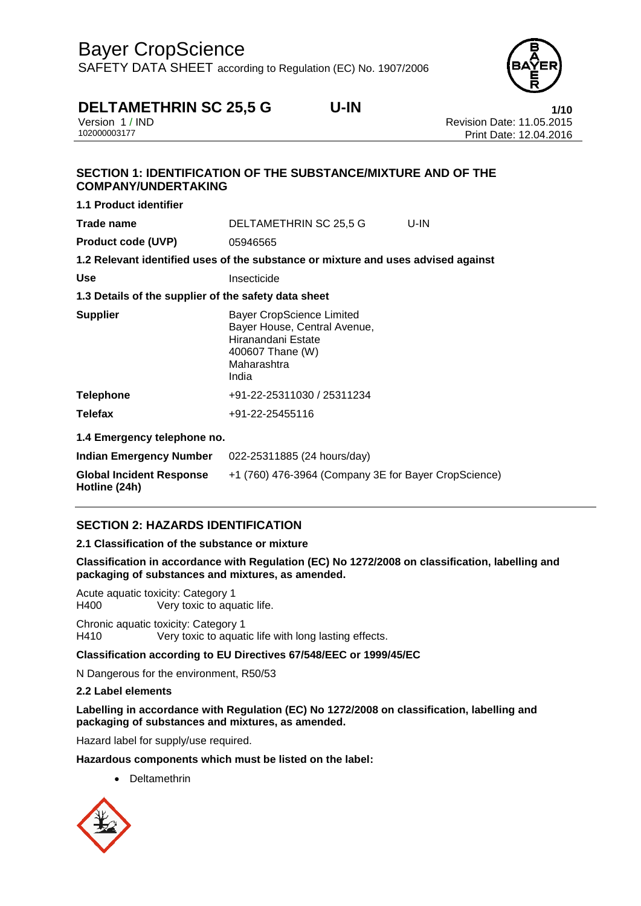# Bayer CropScience

SAFETY DATA SHEET according to Regulation (EC) No. 1907/2006

## DELTAMETHRIN SC 25,5 G U-IN

Version 1 / IND
102000003177

Revision Date: 11.05.2015
Print Date: 12.04.2016

## SECTION 1: IDENTIFICATION OF THE SUBSTANCE/MIXTURE AND OF THE COMPANY/UNDERTAKING

**1.1 Product identifier**

**Trade name** DELTAMETHRIN SC 25,5 G U-IN

**Product code (UVP)** 05946565

**1.2 Relevant identified uses of the substance or mixture and uses advised against**

**Use** Insecticide

**1.3 Details of the supplier of the safety data sheet**

**Supplier** Bayer CropScience Limited
Bayer House, Central Avenue,
Hiranandani Estate
400607 Thane (W)
Maharashtra
India

**Telephone** +91-22-25311030 / 25311234

**Telefax** +91-22-25455116

**1.4 Emergency telephone no.**

**Indian Emergency Number** 022-25311885 (24 hours/day)

**Global Incident Response Hotline (24h)** +1 (760) 476-3964 (Company 3E for Bayer CropScience)

## SECTION 2: HAZARDS IDENTIFICATION

**2.1 Classification of the substance or mixture**

**Classification in accordance with Regulation (EC) No 1272/2008 on classification, labelling and packaging of substances and mixtures, as amended.**

Acute aquatic toxicity: Category 1
H400 Very toxic to aquatic life.

Chronic aquatic toxicity: Category 1
H410 Very toxic to aquatic life with long lasting effects.

**Classification according to EU Directives 67/548/EEC or 1999/45/EC**

N Dangerous for the environment, R50/53

**2.2 Label elements**

**Labelling in accordance with Regulation (EC) No 1272/2008 on classification, labelling and packaging of substances and mixtures, as amended.**

Hazard label for supply/use required.

**Hazardous components which must be listed on the label:**

- Deltamethrin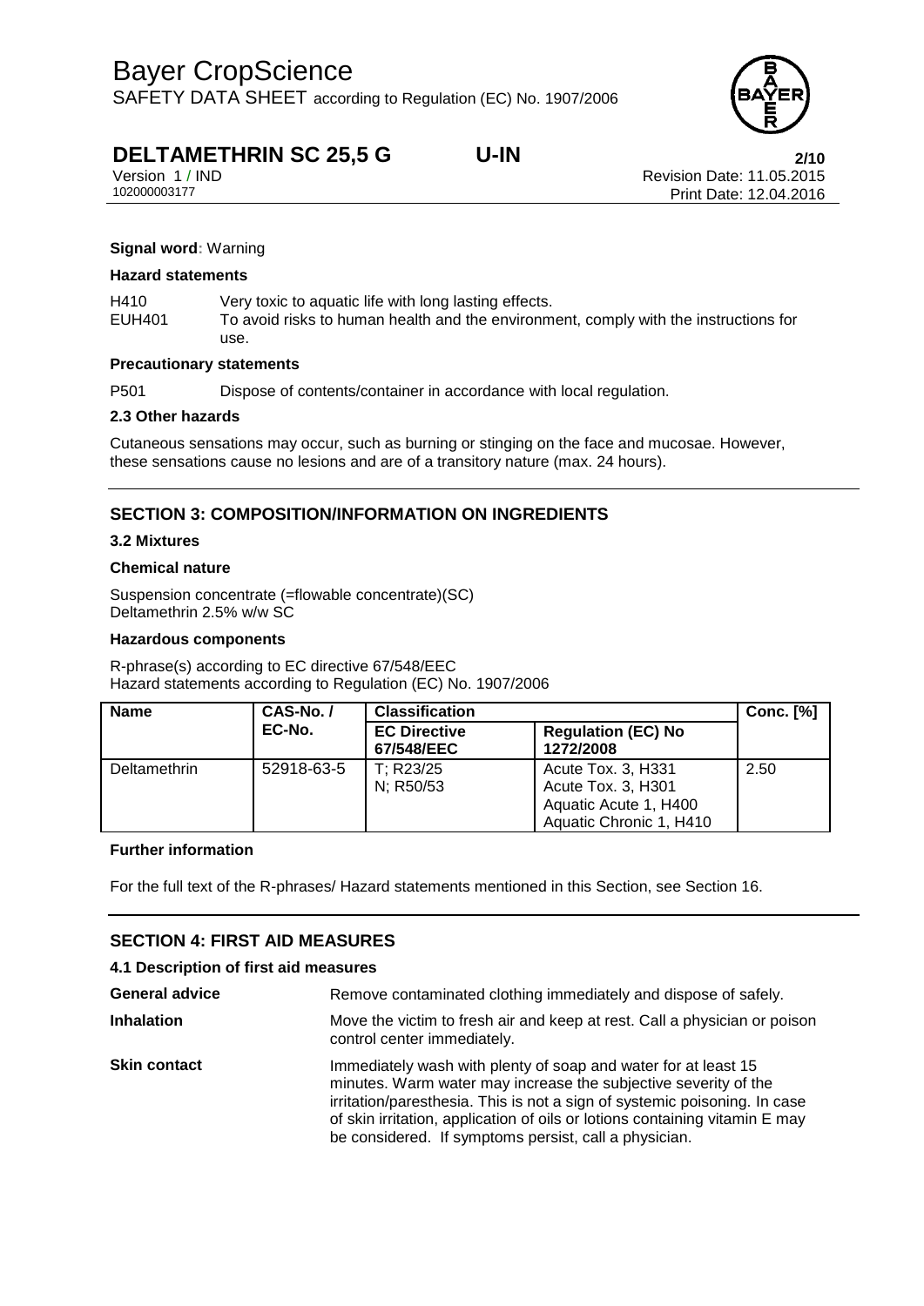**Signal word**: Warning

**Hazard statements**

H410 Very toxic to aquatic life with long lasting effects.
EUH401 To avoid risks to human health and the environment, comply with the instructions for use.

**Precautionary statements**

P501 Dispose of contents/container in accordance with local regulation.

**2.3 Other hazards**

Cutaneous sensations may occur, such as burning or stinging on the face and mucosae. However, these sensations cause no lesions and are of a transitory nature (max. 24 hours).

## SECTION 3: COMPOSITION/INFORMATION ON INGREDIENTS

**3.2 Mixtures**

**Chemical nature**

Suspension concentrate (=flowable concentrate)(SC)
Deltamethrin 2.5% w/w SC

**Hazardous components**

R-phrase(s) according to EC directive 67/548/EEC
Hazard statements according to Regulation (EC) No. 1907/2006

| Name | CAS-No. / EC-No. | Classification | | Conc. [%] |
|---|---|---|---|---|
| | | EC Directive 67/548/EEC | Regulation (EC) No 1272/2008 | |
| Deltamethrin | 52918-63-5 | T; R23/25<br>N; R50/53 | Acute Tox. 3, H331<br>Acute Tox. 3, H301<br>Aquatic Acute 1, H400<br>Aquatic Chronic 1, H410 | 2.50 |

**Further information**

For the full text of the R-phrases/ Hazard statements mentioned in this Section, see Section 16.

## SECTION 4: FIRST AID MEASURES

**4.1 Description of first aid measures**

**General advice** Remove contaminated clothing immediately and dispose of safely.

**Inhalation** Move the victim to fresh air and keep at rest. Call a physician or poison control center immediately.

**Skin contact** Immediately wash with plenty of soap and water for at least 15 minutes. Warm water may increase the subjective severity of the irritation/paresthesia. This is not a sign of systemic poisoning. In case of skin irritation, application of oils or lotions containing vitamin E may be considered. If symptoms persist, call a physician.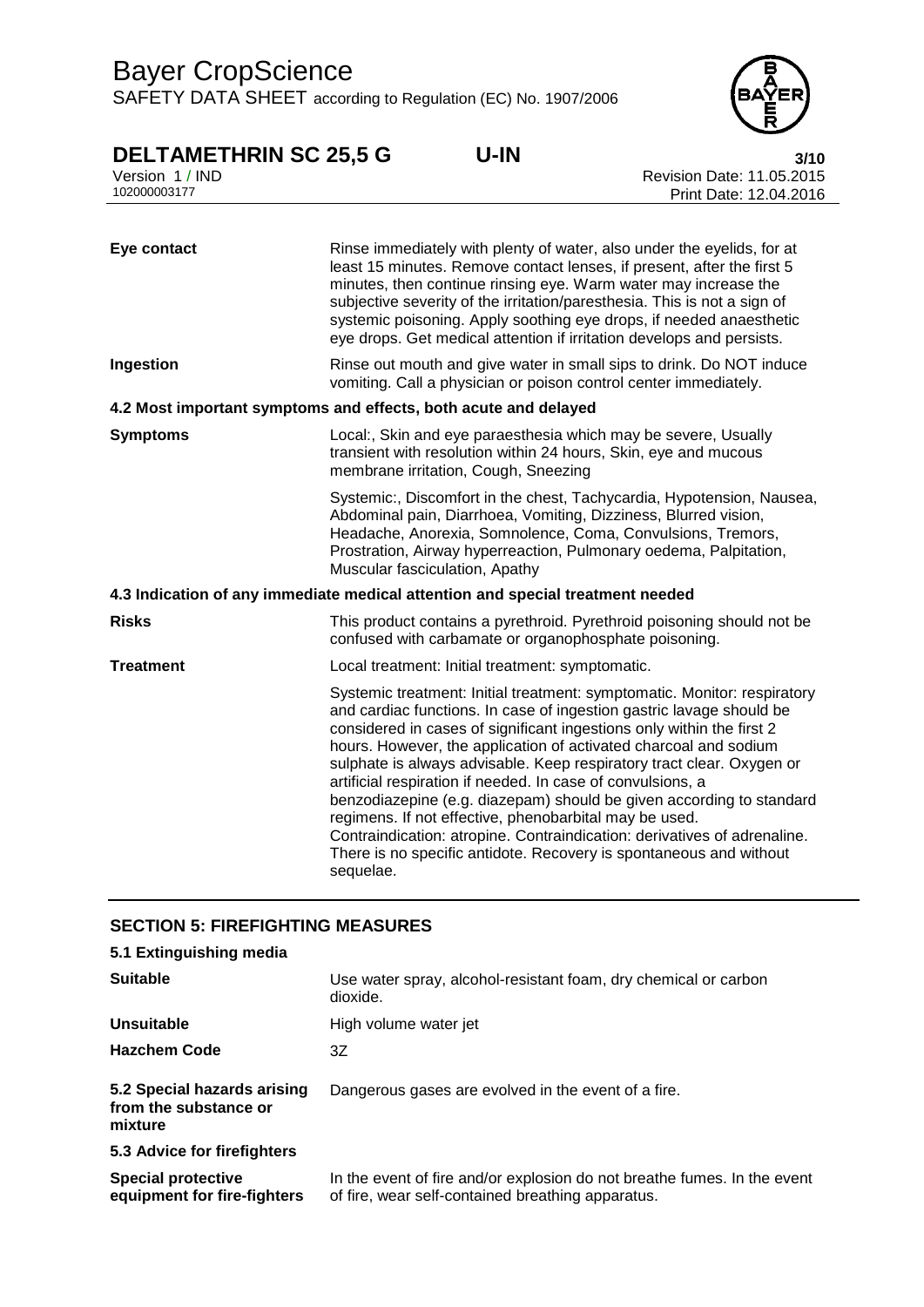| | |
|---|---|
| **Eye contact** | Rinse immediately with plenty of water, also under the eyelids, for at least 15 minutes. Remove contact lenses, if present, after the first 5 minutes, then continue rinsing eye. Warm water may increase the subjective severity of the irritation/paresthesia. This is not a sign of systemic poisoning. Apply soothing eye drops, if needed anaesthetic eye drops. Get medical attention if irritation develops and persists. |
| **Ingestion** | Rinse out mouth and give water in small sips to drink. Do NOT induce vomiting. Call a physician or poison control center immediately. |

**4.2 Most important symptoms and effects, both acute and delayed**

| | |
|---|---|
| **Symptoms** | Local:, Skin and eye paraesthesia which may be severe, Usually transient with resolution within 24 hours, Skin, eye and mucous membrane irritation, Cough, Sneezing |
| | Systemic:, Discomfort in the chest, Tachycardia, Hypotension, Nausea, Abdominal pain, Diarrhoea, Vomiting, Dizziness, Blurred vision, Headache, Anorexia, Somnolence, Coma, Convulsions, Tremors, Prostration, Airway hyperreaction, Pulmonary oedema, Palpitation, Muscular fasciculation, Apathy |

**4.3 Indication of any immediate medical attention and special treatment needed**

| | |
|---|---|
| **Risks** | This product contains a pyrethroid. Pyrethroid poisoning should not be confused with carbamate or organophosphate poisoning. |
| **Treatment** | Local treatment: Initial treatment: symptomatic. |
| | Systemic treatment: Initial treatment: symptomatic. Monitor: respiratory and cardiac functions. In case of ingestion gastric lavage should be considered in cases of significant ingestions only within the first 2 hours. However, the application of activated charcoal and sodium sulphate is always advisable. Keep respiratory tract clear. Oxygen or artificial respiration if needed. In case of convulsions, a benzodiazepine (e.g. diazepam) should be given according to standard regimens. If not effective, phenobarbital may be used. Contraindication: atropine. Contraindication: derivatives of adrenaline. There is no specific antidote. Recovery is spontaneous and without sequelae. |

## SECTION 5: FIREFIGHTING MEASURES

**5.1 Extinguishing media**

| | |
|---|---|
| **Suitable** | Use water spray, alcohol-resistant foam, dry chemical or carbon dioxide. |
| **Unsuitable** | High volume water jet |
| **Hazchem Code** | 3Z |
| **5.2 Special hazards arising from the substance or mixture** | Dangerous gases are evolved in the event of a fire. |

**5.3 Advice for firefighters**

| | |
|---|---|
| **Special protective equipment for fire-fighters** | In the event of fire and/or explosion do not breathe fumes. In the event of fire, wear self-contained breathing apparatus. |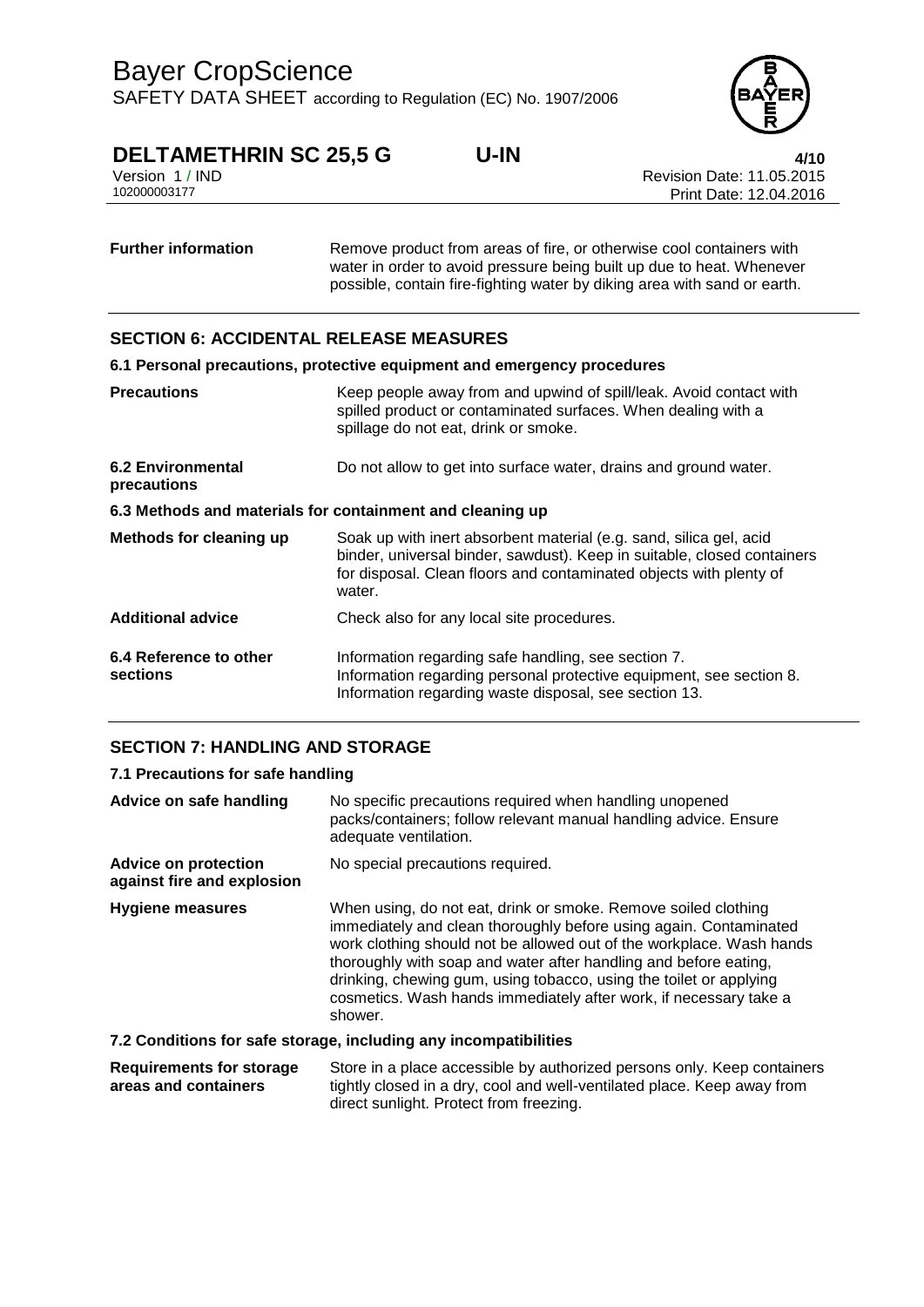**Further information** Remove product from areas of fire, or otherwise cool containers with water in order to avoid pressure being built up due to heat. Whenever possible, contain fire-fighting water by diking area with sand or earth.

## SECTION 6: ACCIDENTAL RELEASE MEASURES

### 6.1 Personal precautions, protective equipment and emergency procedures

| | |
|---|---|
| **Precautions** | Keep people away from and upwind of spill/leak. Avoid contact with spilled product or contaminated surfaces. When dealing with a spillage do not eat, drink or smoke. |
| **6.2 Environmental precautions** | Do not allow to get into surface water, drains and ground water. |

### 6.3 Methods and materials for containment and cleaning up

| | |
|---|---|
| **Methods for cleaning up** | Soak up with inert absorbent material (e.g. sand, silica gel, acid binder, universal binder, sawdust). Keep in suitable, closed containers for disposal. Clean floors and contaminated objects with plenty of water. |
| **Additional advice** | Check also for any local site procedures. |
| **6.4 Reference to other sections** | Information regarding safe handling, see section 7.<br>Information regarding personal protective equipment, see section 8.<br>Information regarding waste disposal, see section 13. |

## SECTION 7: HANDLING AND STORAGE

### 7.1 Precautions for safe handling

| | |
|---|---|
| **Advice on safe handling** | No specific precautions required when handling unopened packs/containers; follow relevant manual handling advice. Ensure adequate ventilation. |
| **Advice on protection against fire and explosion** | No special precautions required. |
| **Hygiene measures** | When using, do not eat, drink or smoke. Remove soiled clothing immediately and clean thoroughly before using again. Contaminated work clothing should not be allowed out of the workplace. Wash hands thoroughly with soap and water after handling and before eating, drinking, chewing gum, using tobacco, using the toilet or applying cosmetics. Wash hands immediately after work, if necessary take a shower. |

### 7.2 Conditions for safe storage, including any incompatibilities

| | |
|---|---|
| **Requirements for storage areas and containers** | Store in a place accessible by authorized persons only. Keep containers tightly closed in a dry, cool and well-ventilated place. Keep away from direct sunlight. Protect from freezing. |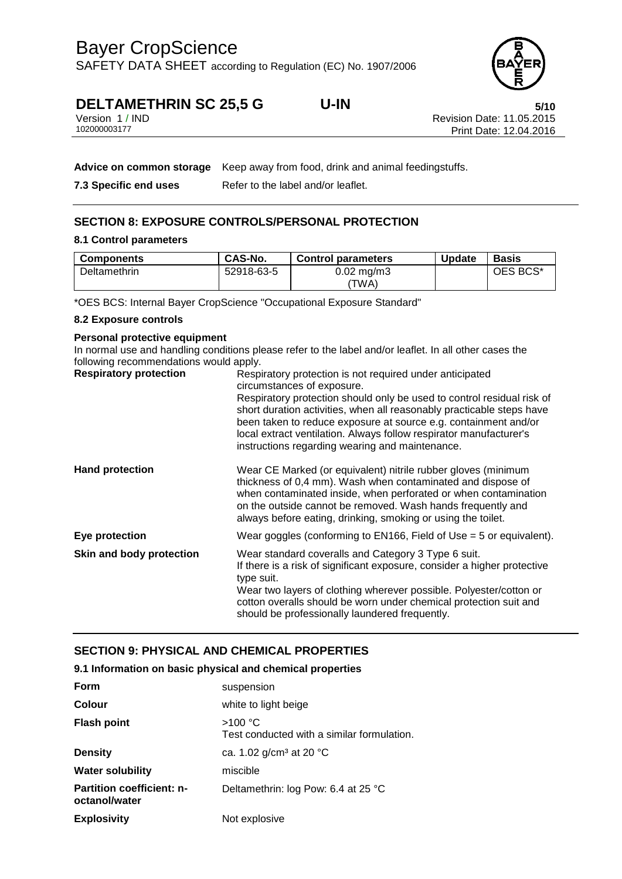**Advice on common storage** Keep away from food, drink and animal feedingstuffs.

**7.3 Specific end uses** Refer to the label and/or leaflet.

## SECTION 8: EXPOSURE CONTROLS/PERSONAL PROTECTION

### 8.1 Control parameters

| Components | CAS-No. | Control parameters | Update | Basis |
|---|---|---|---|---|
| Deltamethrin | 52918-63-5 | 0.02 mg/m3 (TWA) | | OES BCS* |

*OES BCS: Internal Bayer CropScience "Occupational Exposure Standard"

### 8.2 Exposure controls

**Personal protective equipment**

In normal use and handling conditions please refer to the label and/or leaflet. In all other cases the following recommendations would apply.

**Respiratory protection** Respiratory protection is not required under anticipated circumstances of exposure.
Respiratory protection should only be used to control residual risk of short duration activities, when all reasonably practicable steps have been taken to reduce exposure at source e.g. containment and/or local extract ventilation. Always follow respirator manufacturer's instructions regarding wearing and maintenance.

**Hand protection** Wear CE Marked (or equivalent) nitrile rubber gloves (minimum thickness of 0,4 mm). Wash when contaminated and dispose of when contaminated inside, when perforated or when contamination on the outside cannot be removed. Wash hands frequently and always before eating, drinking, smoking or using the toilet.

**Eye protection** Wear goggles (conforming to EN166, Field of Use = 5 or equivalent).

**Skin and body protection** Wear standard coveralls and Category 3 Type 6 suit.
If there is a risk of significant exposure, consider a higher protective type suit.
Wear two layers of clothing wherever possible. Polyester/cotton or cotton overalls should be worn under chemical protection suit and should be professionally laundered frequently.

## SECTION 9: PHYSICAL AND CHEMICAL PROPERTIES

### 9.1 Information on basic physical and chemical properties

**Form** suspension

**Colour** white to light beige

**Flash point** >100 °C
Test conducted with a similar formulation.

**Density** ca. 1.02 g/cm³ at 20 °C

**Water solubility** miscible

**Partition coefficient: n-octanol/water** Deltamethrin: log Pow: 6.4 at 25 °C

**Explosivity** Not explosive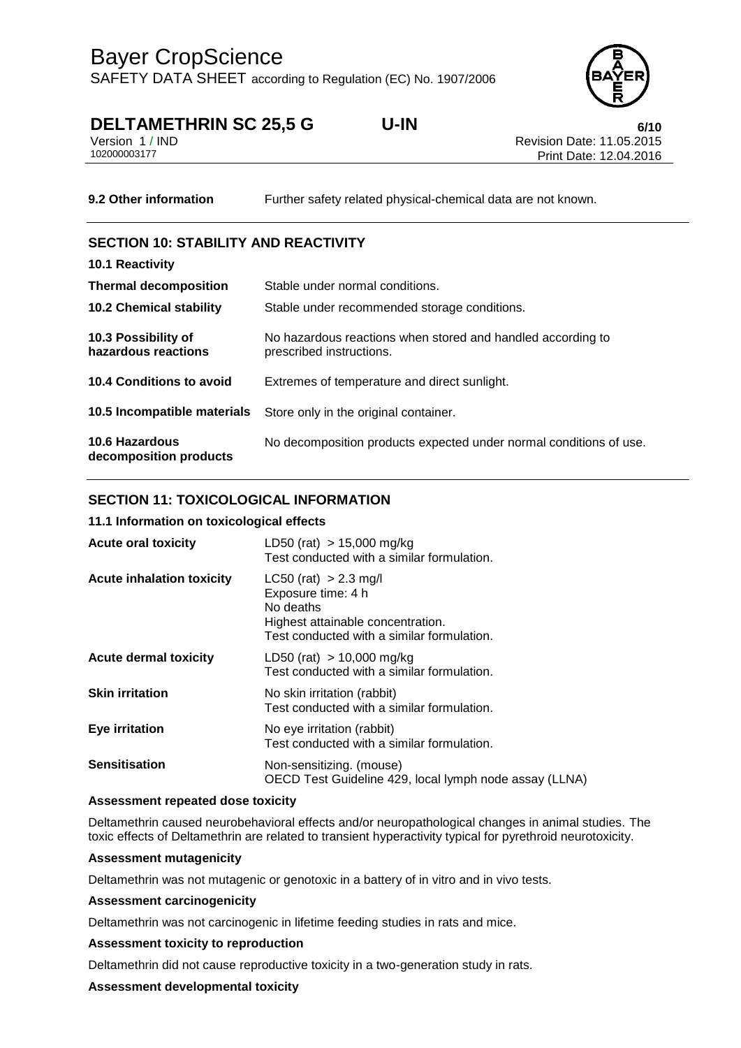**9.2 Other information** Further safety related physical-chemical data are not known.

## SECTION 10: STABILITY AND REACTIVITY

| | |
|---|---|
| **10.1 Reactivity** | |
| **Thermal decomposition** | Stable under normal conditions. |
| **10.2 Chemical stability** | Stable under recommended storage conditions. |
| **10.3 Possibility of hazardous reactions** | No hazardous reactions when stored and handled according to prescribed instructions. |
| **10.4 Conditions to avoid** | Extremes of temperature and direct sunlight. |
| **10.5 Incompatible materials** | Store only in the original container. |
| **10.6 Hazardous decomposition products** | No decomposition products expected under normal conditions of use. |

## SECTION 11: TOXICOLOGICAL INFORMATION

### 11.1 Information on toxicological effects

| | |
|---|---|
| **Acute oral toxicity** | LD50 (rat) > 15,000 mg/kg<br>Test conducted with a similar formulation. |
| **Acute inhalation toxicity** | LC50 (rat) > 2.3 mg/l<br>Exposure time: 4 h<br>No deaths<br>Highest attainable concentration.<br>Test conducted with a similar formulation. |
| **Acute dermal toxicity** | LD50 (rat) > 10,000 mg/kg<br>Test conducted with a similar formulation. |
| **Skin irritation** | No skin irritation (rabbit)<br>Test conducted with a similar formulation. |
| **Eye irritation** | No eye irritation (rabbit)<br>Test conducted with a similar formulation. |
| **Sensitisation** | Non-sensitizing. (mouse)<br>OECD Test Guideline 429, local lymph node assay (LLNA) |

**Assessment repeated dose toxicity**

Deltamethrin caused neurobehavioral effects and/or neuropathological changes in animal studies. The toxic effects of Deltamethrin are related to transient hyperactivity typical for pyrethroid neurotoxicity.

**Assessment mutagenicity**

Deltamethrin was not mutagenic or genotoxic in a battery of in vitro and in vivo tests.

**Assessment carcinogenicity**

Deltamethrin was not carcinogenic in lifetime feeding studies in rats and mice.

**Assessment toxicity to reproduction**

Deltamethrin did not cause reproductive toxicity in a two-generation study in rats.

**Assessment developmental toxicity**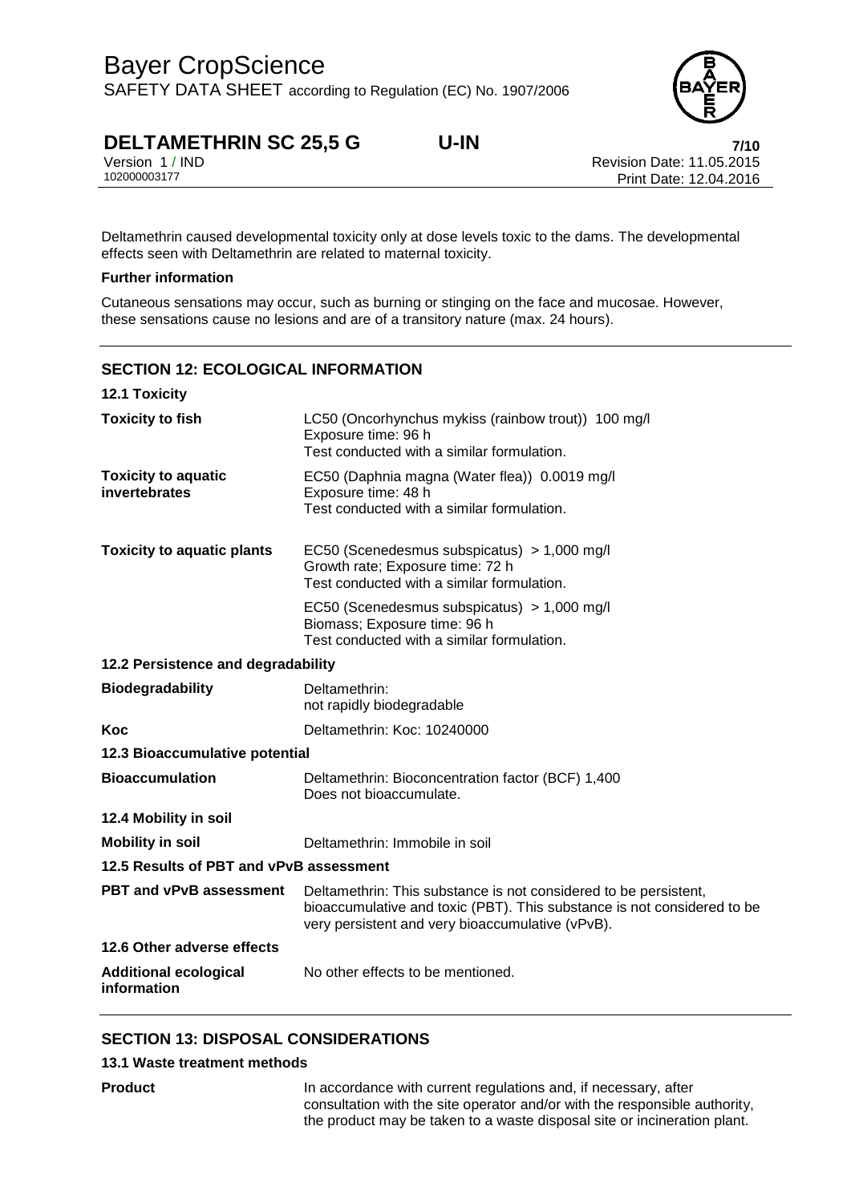Deltamethrin caused developmental toxicity only at dose levels toxic to the dams. The developmental effects seen with Deltamethrin are related to maternal toxicity.

**Further information**

Cutaneous sensations may occur, such as burning or stinging on the face and mucosae. However, these sensations cause no lesions and are of a transitory nature (max. 24 hours).

## SECTION 12: ECOLOGICAL INFORMATION

### 12.1 Toxicity

| | |
|---|---|
| **Toxicity to fish** | LC50 (Oncorhynchus mykiss (rainbow trout)) 100 mg/l<br>Exposure time: 96 h<br>Test conducted with a similar formulation. |
| **Toxicity to aquatic invertebrates** | EC50 (Daphnia magna (Water flea)) 0.0019 mg/l<br>Exposure time: 48 h<br>Test conducted with a similar formulation. |
| **Toxicity to aquatic plants** | EC50 (Scenedesmus subspicatus) > 1,000 mg/l<br>Growth rate; Exposure time: 72 h<br>Test conducted with a similar formulation. |
| | EC50 (Scenedesmus subspicatus) > 1,000 mg/l<br>Biomass; Exposure time: 96 h<br>Test conducted with a similar formulation. |

### 12.2 Persistence and degradability

| | |
|---|---|
| **Biodegradability** | Deltamethrin:<br>not rapidly biodegradable |
| **Koc** | Deltamethrin: Koc: 10240000 |

### 12.3 Bioaccumulative potential

| | |
|---|---|
| **Bioaccumulation** | Deltamethrin: Bioconcentration factor (BCF) 1,400<br>Does not bioaccumulate. |

### 12.4 Mobility in soil

| | |
|---|---|
| **Mobility in soil** | Deltamethrin: Immobile in soil |

### 12.5 Results of PBT and vPvB assessment

| | |
|---|---|
| **PBT and vPvB assessment** | Deltamethrin: This substance is not considered to be persistent, bioaccumulative and toxic (PBT). This substance is not considered to be very persistent and very bioaccumulative (vPvB). |

### 12.6 Other adverse effects

| | |
|---|---|
| **Additional ecological information** | No other effects to be mentioned. |

## SECTION 13: DISPOSAL CONSIDERATIONS

### 13.1 Waste treatment methods

| | |
|---|---|
| **Product** | In accordance with current regulations and, if necessary, after consultation with the site operator and/or with the responsible authority, the product may be taken to a waste disposal site or incineration plant. |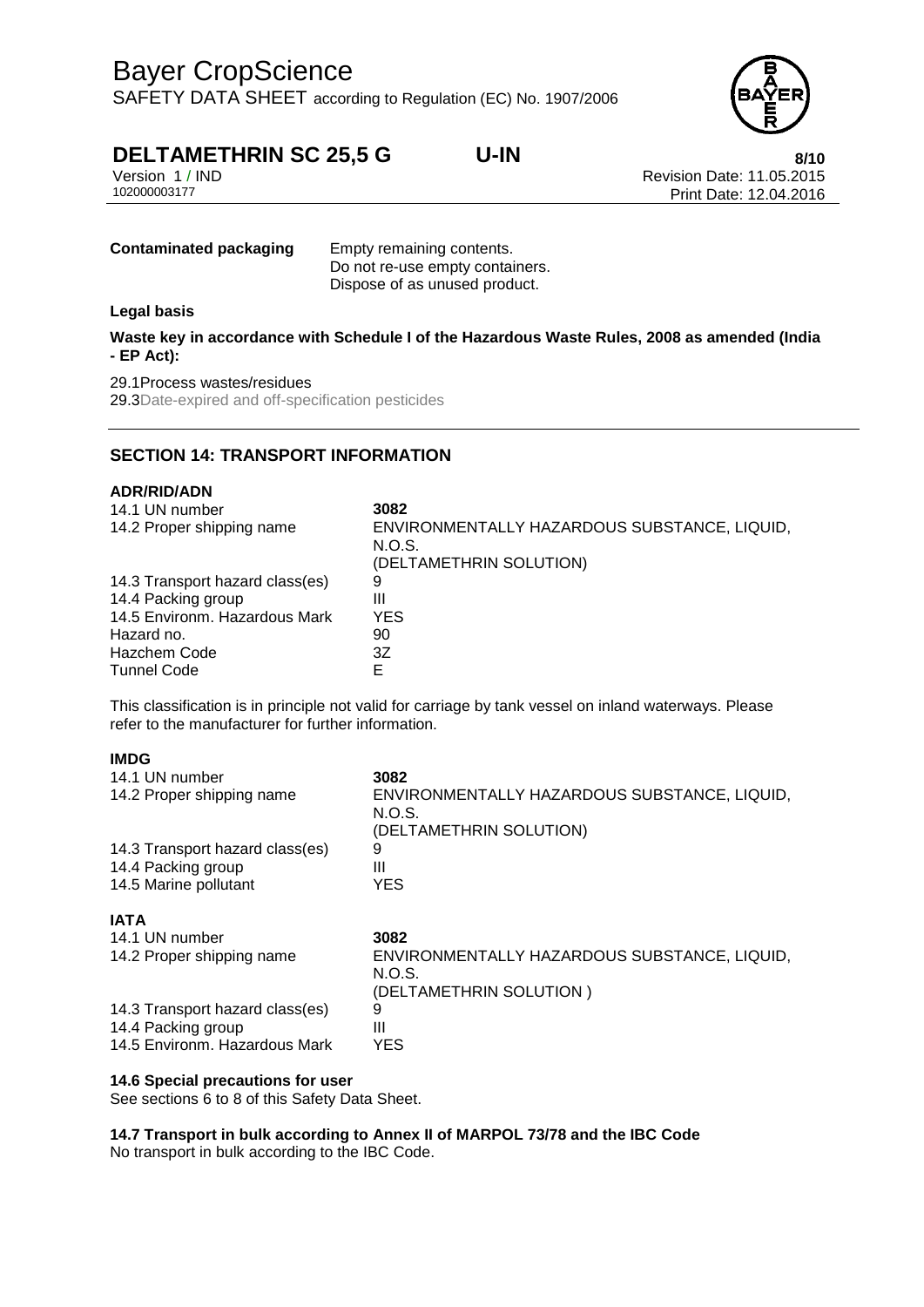**Contaminated packaging** Empty remaining contents.
Do not re-use empty containers.
Dispose of as unused product.

**Legal basis**

**Waste key in accordance with Schedule I of the Hazardous Waste Rules, 2008 as amended (India - EP Act):**

29.1Process wastes/residues
29.3Date-expired and off-specification pesticides

## SECTION 14: TRANSPORT INFORMATION

**ADR/RID/ADN**

| | |
|---|---|
| 14.1 UN number | **3082** |
| 14.2 Proper shipping name | ENVIRONMENTALLY HAZARDOUS SUBSTANCE, LIQUID, N.O.S. (DELTAMETHRIN SOLUTION) |
| 14.3 Transport hazard class(es) | 9 |
| 14.4 Packing group | III |
| 14.5 Environm. Hazardous Mark | YES |
| Hazard no. | 90 |
| Hazchem Code | 3Z |
| Tunnel Code | E |

This classification is in principle not valid for carriage by tank vessel on inland waterways. Please refer to the manufacturer for further information.

**IMDG**

| | |
|---|---|
| 14.1 UN number | **3082** |
| 14.2 Proper shipping name | ENVIRONMENTALLY HAZARDOUS SUBSTANCE, LIQUID, N.O.S. (DELTAMETHRIN SOLUTION) |
| 14.3 Transport hazard class(es) | 9 |
| 14.4 Packing group | III |
| 14.5 Marine pollutant | YES |

**IATA**

| | |
|---|---|
| 14.1 UN number | **3082** |
| 14.2 Proper shipping name | ENVIRONMENTALLY HAZARDOUS SUBSTANCE, LIQUID, N.O.S. (DELTAMETHRIN SOLUTION ) |
| 14.3 Transport hazard class(es) | 9 |
| 14.4 Packing group | III |
| 14.5 Environm. Hazardous Mark | YES |

**14.6 Special precautions for user**
See sections 6 to 8 of this Safety Data Sheet.

**14.7 Transport in bulk according to Annex II of MARPOL 73/78 and the IBC Code**
No transport in bulk according to the IBC Code.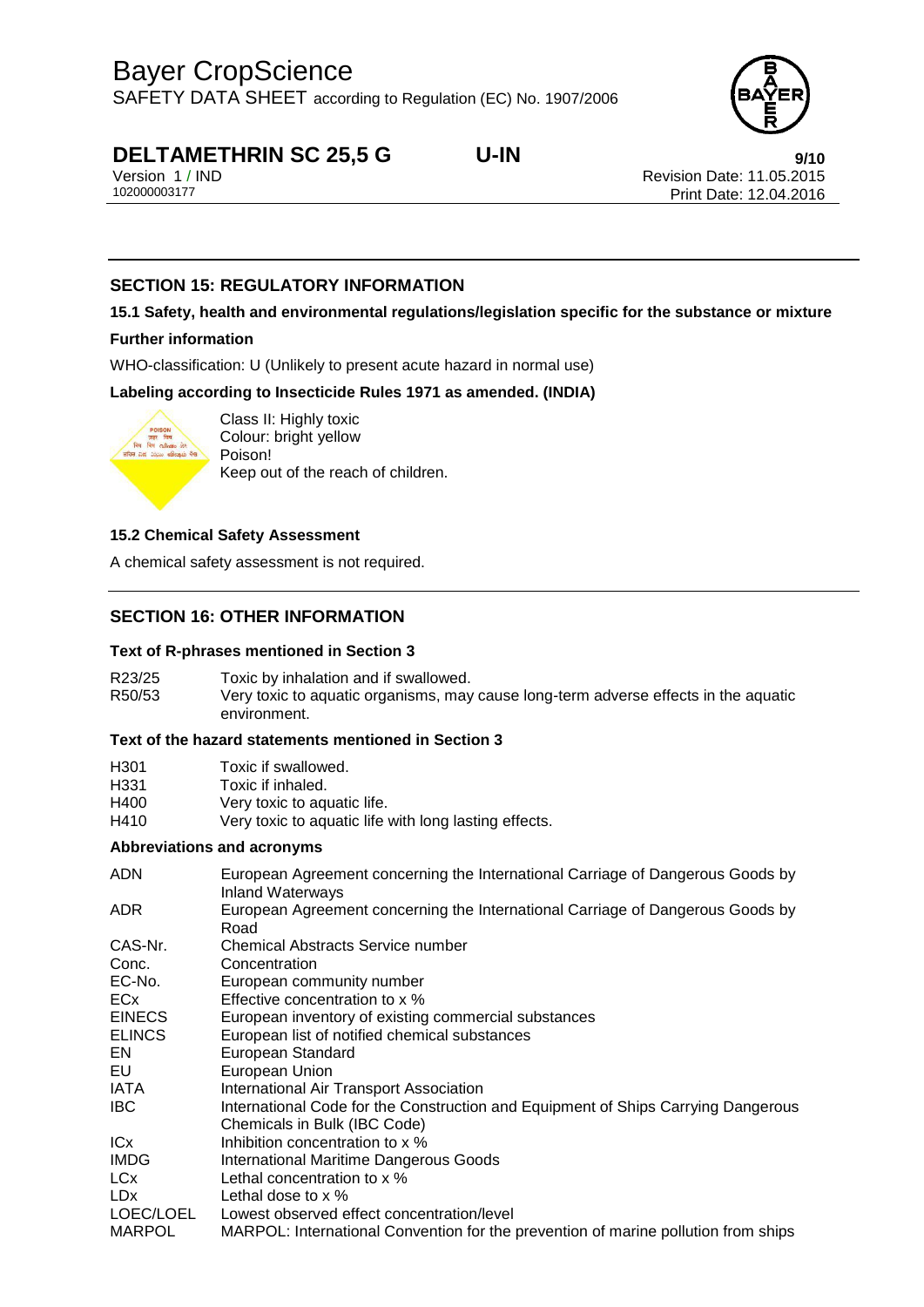## SECTION 15: REGULATORY INFORMATION

### 15.1 Safety, health and environmental regulations/legislation specific for the substance or mixture

**Further information**

WHO-classification: U (Unlikely to present acute hazard in normal use)

**Labeling according to Insecticide Rules 1971 as amended. (INDIA)**

Class II: Highly toxic
Colour: bright yellow
Poison!
Keep out of the reach of children.

### 15.2 Chemical Safety Assessment

A chemical safety assessment is not required.

## SECTION 16: OTHER INFORMATION

**Text of R-phrases mentioned in Section 3**

| | |
|---|---|
| R23/25 | Toxic by inhalation and if swallowed. |
| R50/53 | Very toxic to aquatic organisms, may cause long-term adverse effects in the aquatic environment. |

**Text of the hazard statements mentioned in Section 3**

| | |
|---|---|
| H301 | Toxic if swallowed. |
| H331 | Toxic if inhaled. |
| H400 | Very toxic to aquatic life. |
| H410 | Very toxic to aquatic life with long lasting effects. |

**Abbreviations and acronyms**

| | |
|---|---|
| ADN | European Agreement concerning the International Carriage of Dangerous Goods by Inland Waterways |
| ADR | European Agreement concerning the International Carriage of Dangerous Goods by Road |
| CAS-Nr. | Chemical Abstracts Service number |
| Conc. | Concentration |
| EC-No. | European community number |
| ECx | Effective concentration to x % |
| EINECS | European inventory of existing commercial substances |
| ELINCS | European list of notified chemical substances |
| EN | European Standard |
| EU | European Union |
| IATA | International Air Transport Association |
| IBC | International Code for the Construction and Equipment of Ships Carrying Dangerous Chemicals in Bulk (IBC Code) |
| ICx | Inhibition concentration to x % |
| IMDG | International Maritime Dangerous Goods |
| LCx | Lethal concentration to x % |
| LDx | Lethal dose to x % |
| LOEC/LOEL | Lowest observed effect concentration/level |
| MARPOL | MARPOL: International Convention for the prevention of marine pollution from ships |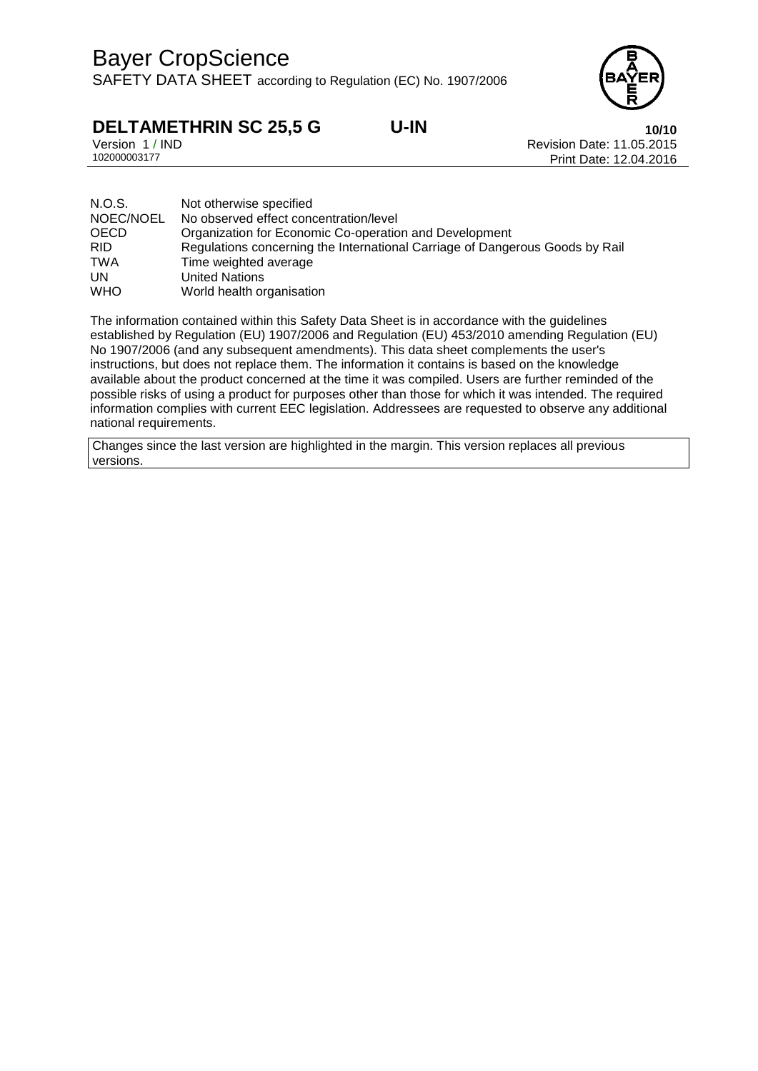| | |
|---|---|
| N.O.S. | Not otherwise specified |
| NOEC/NOEL | No observed effect concentration/level |
| OECD | Organization for Economic Co-operation and Development |
| RID | Regulations concerning the International Carriage of Dangerous Goods by Rail |
| TWA | Time weighted average |
| UN | United Nations |
| WHO | World health organisation |

The information contained within this Safety Data Sheet is in accordance with the guidelines established by Regulation (EU) 1907/2006 and Regulation (EU) 453/2010 amending Regulation (EU) No 1907/2006 (and any subsequent amendments). This data sheet complements the user's instructions, but does not replace them. The information it contains is based on the knowledge available about the product concerned at the time it was compiled. Users are further reminded of the possible risks of using a product for purposes other than those for which it was intended. The required information complies with current EEC legislation. Addressees are requested to observe any additional national requirements.

Changes since the last version are highlighted in the margin. This version replaces all previous versions.